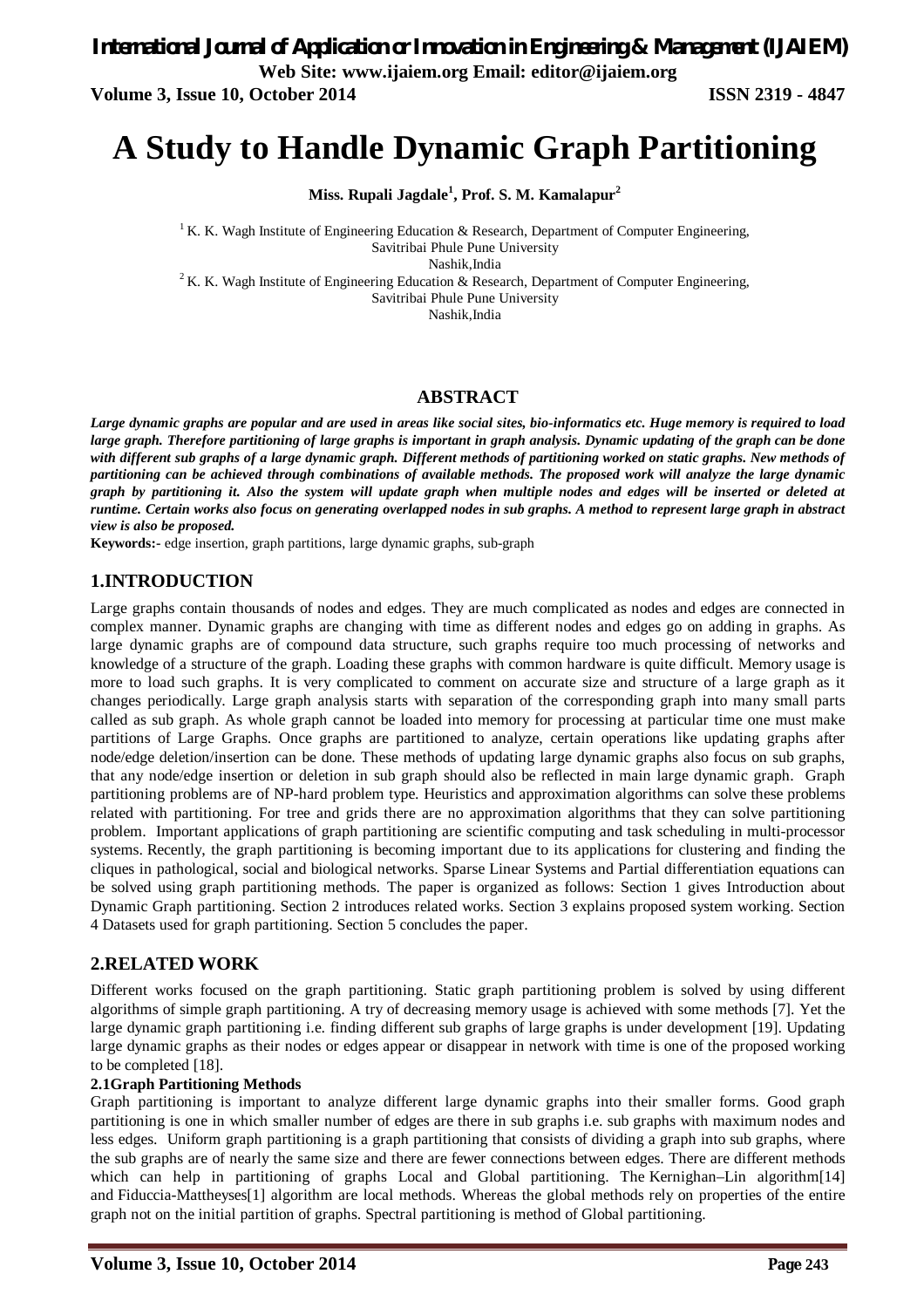# A Study to Handle Dynamic Graph Partitioning

**Miss. Rupali Jagdale[1], Prof. S. M. Kamalapur[2]**

[1] K. K. Wagh Institute of Engineering Education & Research, Department of Computer Engineering, Savitribai Phule Pune University Nashik,India

[2] K. K. Wagh Institute of Engineering Education & Research, Department of Computer Engineering, Savitribai Phule Pune University Nashik,India

## ABSTRACT

***Large dynamic graphs are popular and are used in areas like social sites, bio-informatics etc. Huge memory is required to load large graph. Therefore partitioning of large graphs is important in graph analysis. Dynamic updating of the graph can be done with different sub graphs of a large dynamic graph. Different methods of partitioning worked on static graphs. New methods of partitioning can be achieved through combinations of available methods. The proposed work will analyze the large dynamic graph by partitioning it. Also the system will update graph when multiple nodes and edges will be inserted or deleted at runtime. Certain works also focus on generating overlapped nodes in sub graphs. A method to represent large graph in abstract view is also be proposed.***

**Keywords:-** edge insertion, graph partitions, large dynamic graphs, sub-graph

## 1.INTRODUCTION

Large graphs contain thousands of nodes and edges. They are much complicated as nodes and edges are connected in complex manner. Dynamic graphs are changing with time as different nodes and edges go on adding in graphs. As large dynamic graphs are of compound data structure, such graphs require too much processing of networks and knowledge of a structure of the graph. Loading these graphs with common hardware is quite difficult. Memory usage is more to load such graphs. It is very complicated to comment on accurate size and structure of a large graph as it changes periodically. Large graph analysis starts with separation of the corresponding graph into many small parts called as sub graph. As whole graph cannot be loaded into memory for processing at particular time one must make partitions of Large Graphs. Once graphs are partitioned to analyze, certain operations like updating graphs after node/edge deletion/insertion can be done. These methods of updating large dynamic graphs also focus on sub graphs, that any node/edge insertion or deletion in sub graph should also be reflected in main large dynamic graph. Graph partitioning problems are of NP-hard problem type. Heuristics and approximation algorithms can solve these problems related with partitioning. For tree and grids there are no approximation algorithms that they can solve partitioning problem. Important applications of graph partitioning are scientific computing and task scheduling in multi-processor systems. Recently, the graph partitioning is becoming important due to its applications for clustering and finding the cliques in pathological, social and biological networks. Sparse Linear Systems and Partial differentiation equations can be solved using graph partitioning methods. The paper is organized as follows: Section 1 gives Introduction about Dynamic Graph partitioning. Section 2 introduces related works. Section 3 explains proposed system working. Section 4 Datasets used for graph partitioning. Section 5 concludes the paper.

## 2.RELATED WORK

Different works focused on the graph partitioning. Static graph partitioning problem is solved by using different algorithms of simple graph partitioning. A try of decreasing memory usage is achieved with some methods [7]. Yet the large dynamic graph partitioning i.e. finding different sub graphs of large graphs is under development [19]. Updating large dynamic graphs as their nodes or edges appear or disappear in network with time is one of the proposed working to be completed [18].

### 2.1Graph Partitioning Methods

Graph partitioning is important to analyze different large dynamic graphs into their smaller forms. Good graph partitioning is one in which smaller number of edges are there in sub graphs i.e. sub graphs with maximum nodes and less edges. Uniform graph partitioning is a graph partitioning that consists of dividing a graph into sub graphs, where the sub graphs are of nearly the same size and there are fewer connections between edges. There are different methods which can help in partitioning of graphs Local and Global partitioning. The Kernighan–Lin algorithm[14] and Fiduccia-Mattheyses[1] algorithm are local methods. Whereas the global methods rely on properties of the entire graph not on the initial partition of graphs. Spectral partitioning is method of Global partitioning.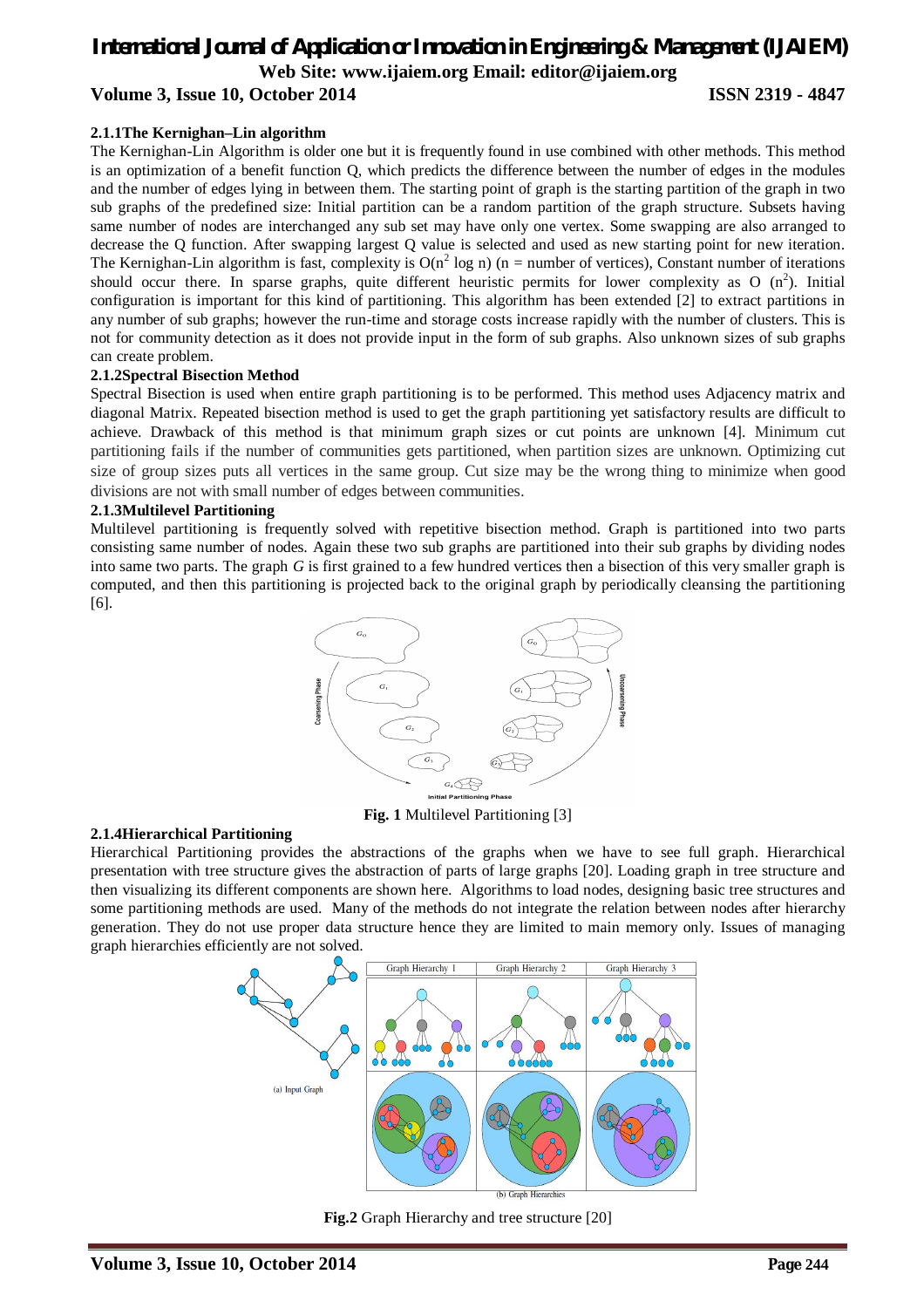### 2.1.1The Kernighan–Lin algorithm

The Kernighan-Lin Algorithm is older one but it is frequently found in use combined with other methods. This method is an optimization of a benefit function Q, which predicts the difference between the number of edges in the modules and the number of edges lying in between them. The starting point of graph is the starting partition of the graph in two sub graphs of the predefined size: Initial partition can be a random partition of the graph structure. Subsets having same number of nodes are interchanged any sub set may have only one vertex. Some swapping are also arranged to decrease the Q function. After swapping largest Q value is selected and used as new starting point for new iteration. The Kernighan-Lin algorithm is fast, complexity is $O(n^2 \log n)$ (n = number of vertices), Constant number of iterations should occur there. In sparse graphs, quite different heuristic permits for lower complexity as $O(n^2)$. Initial configuration is important for this kind of partitioning. This algorithm has been extended [2] to extract partitions in any number of sub graphs; however the run-time and storage costs increase rapidly with the number of clusters. This is not for community detection as it does not provide input in the form of sub graphs. Also unknown sizes of sub graphs can create problem.

### 2.1.2Spectral Bisection Method

Spectral Bisection is used when entire graph partitioning is to be performed. This method uses Adjacency matrix and diagonal Matrix. Repeated bisection method is used to get the graph partitioning yet satisfactory results are difficult to achieve. Drawback of this method is that minimum graph sizes or cut points are unknown [4]. Minimum cut partitioning fails if the number of communities gets partitioned, when partition sizes are unknown. Optimizing cut size of group sizes puts all vertices in the same group. Cut size may be the wrong thing to minimize when good divisions are not with small number of edges between communities.

### 2.1.3Multilevel Partitioning

Multilevel partitioning is frequently solved with repetitive bisection method. Graph is partitioned into two parts consisting same number of nodes. Again these two sub graphs are partitioned into their sub graphs by dividing nodes into same two parts. The graph *G* is first grained to a few hundred vertices then a bisection of this very smaller graph is computed, and then this partitioning is projected back to the original graph by periodically cleansing the partitioning [6].

**Fig. 1** Multilevel Partitioning [3]

### 2.1.4Hierarchical Partitioning

Hierarchical Partitioning provides the abstractions of the graphs when we have to see full graph. Hierarchical presentation with tree structure gives the abstraction of parts of large graphs [20]. Loading graph in tree structure and then visualizing its different components are shown here. Algorithms to load nodes, designing basic tree structures and some partitioning methods are used. Many of the methods do not integrate the relation between nodes after hierarchy generation. They do not use proper data structure hence they are limited to main memory only. Issues of managing graph hierarchies efficiently are not solved.

**Fig.2** Graph Hierarchy and tree structure [20]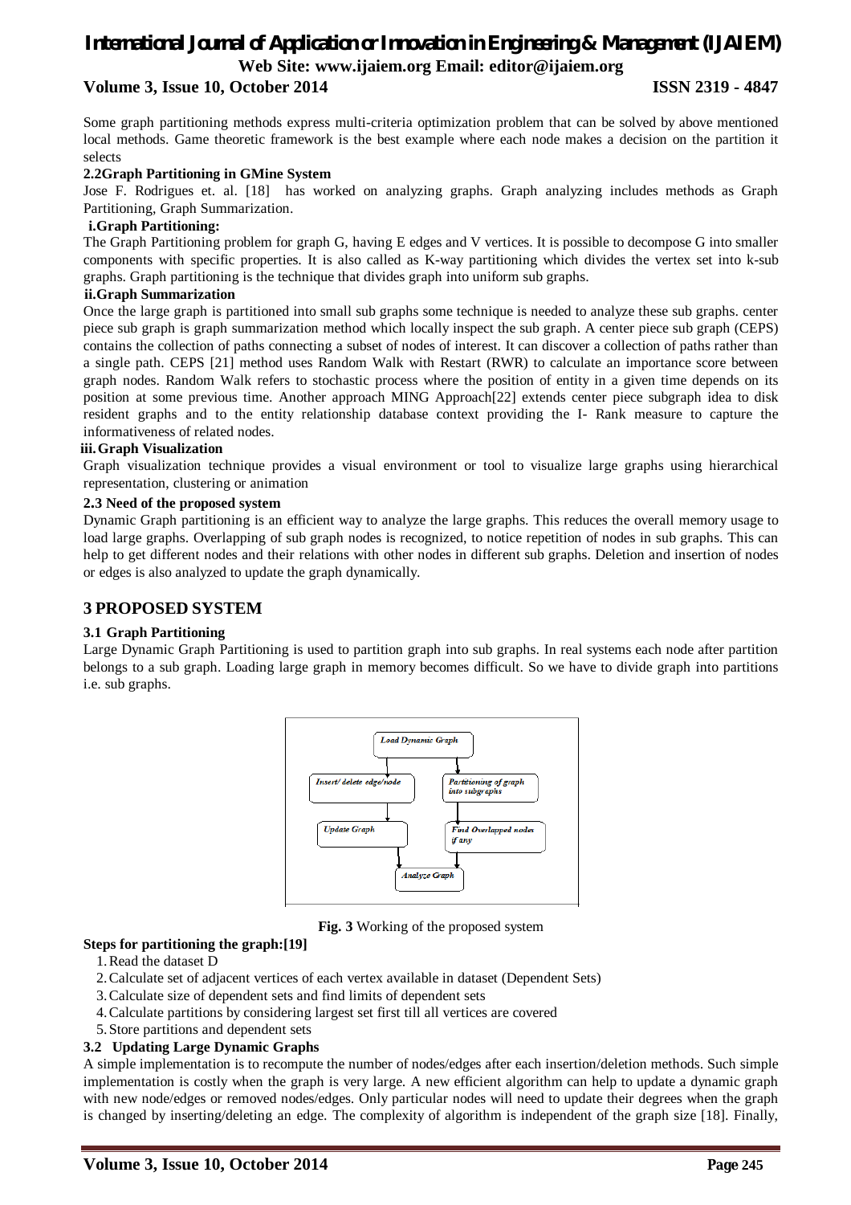Some graph partitioning methods express multi-criteria optimization problem that can be solved by above mentioned local methods. Game theoretic framework is the best example where each node makes a decision on the partition it selects

### 2.2Graph Partitioning in GMine System

Jose F. Rodrigues et. al. [18] has worked on analyzing graphs. Graph analyzing includes methods as Graph Partitioning, Graph Summarization.

#### i.Graph Partitioning:

The Graph Partitioning problem for graph G, having E edges and V vertices. It is possible to decompose G into smaller components with specific properties. It is also called as K-way partitioning which divides the vertex set into k-sub graphs. Graph partitioning is the technique that divides graph into uniform sub graphs.

#### ii.Graph Summarization

Once the large graph is partitioned into small sub graphs some technique is needed to analyze these sub graphs. center piece sub graph is graph summarization method which locally inspect the sub graph. A center piece sub graph (CEPS) contains the collection of paths connecting a subset of nodes of interest. It can discover a collection of paths rather than a single path. CEPS [21] method uses Random Walk with Restart (RWR) to calculate an importance score between graph nodes. Random Walk refers to stochastic process where the position of entity in a given time depends on its position at some previous time. Another approach MING Approach[22] extends center piece subgraph idea to disk resident graphs and to the entity relationship database context providing the I- Rank measure to capture the informativeness of related nodes.

#### iii.Graph Visualization

Graph visualization technique provides a visual environment or tool to visualize large graphs using hierarchical representation, clustering or animation

### 2.3 Need of the proposed system

Dynamic Graph partitioning is an efficient way to analyze the large graphs. This reduces the overall memory usage to load large graphs. Overlapping of sub graph nodes is recognized, to notice repetition of nodes in sub graphs. This can help to get different nodes and their relations with other nodes in different sub graphs. Deletion and insertion of nodes or edges is also analyzed to update the graph dynamically.

## 3 PROPOSED SYSTEM

### 3.1 Graph Partitioning

Large Dynamic Graph Partitioning is used to partition graph into sub graphs. In real systems each node after partition belongs to a sub graph. Loading large graph in memory becomes difficult. So we have to divide graph into partitions i.e. sub graphs.

*Load Dynamic Graph*

*Insert/ delete edge/node* | *Partitioning of graph into subgraphs*

*Update Graph* | *Find Overlapped nodes if any*

*Analyze Graph*

**Fig. 3** Working of the proposed system

**Steps for partitioning the graph:[19]**

1. Read the dataset D
2. Calculate set of adjacent vertices of each vertex available in dataset (Dependent Sets)
3. Calculate size of dependent sets and find limits of dependent sets
4. Calculate partitions by considering largest set first till all vertices are covered
5. Store partitions and dependent sets

### 3.2 Updating Large Dynamic Graphs

A simple implementation is to recompute the number of nodes/edges after each insertion/deletion methods. Such simple implementation is costly when the graph is very large. A new efficient algorithm can help to update a dynamic graph with new node/edges or removed nodes/edges. Only particular nodes will need to update their degrees when the graph is changed by inserting/deleting an edge. The complexity of algorithm is independent of the graph size [18]. Finally,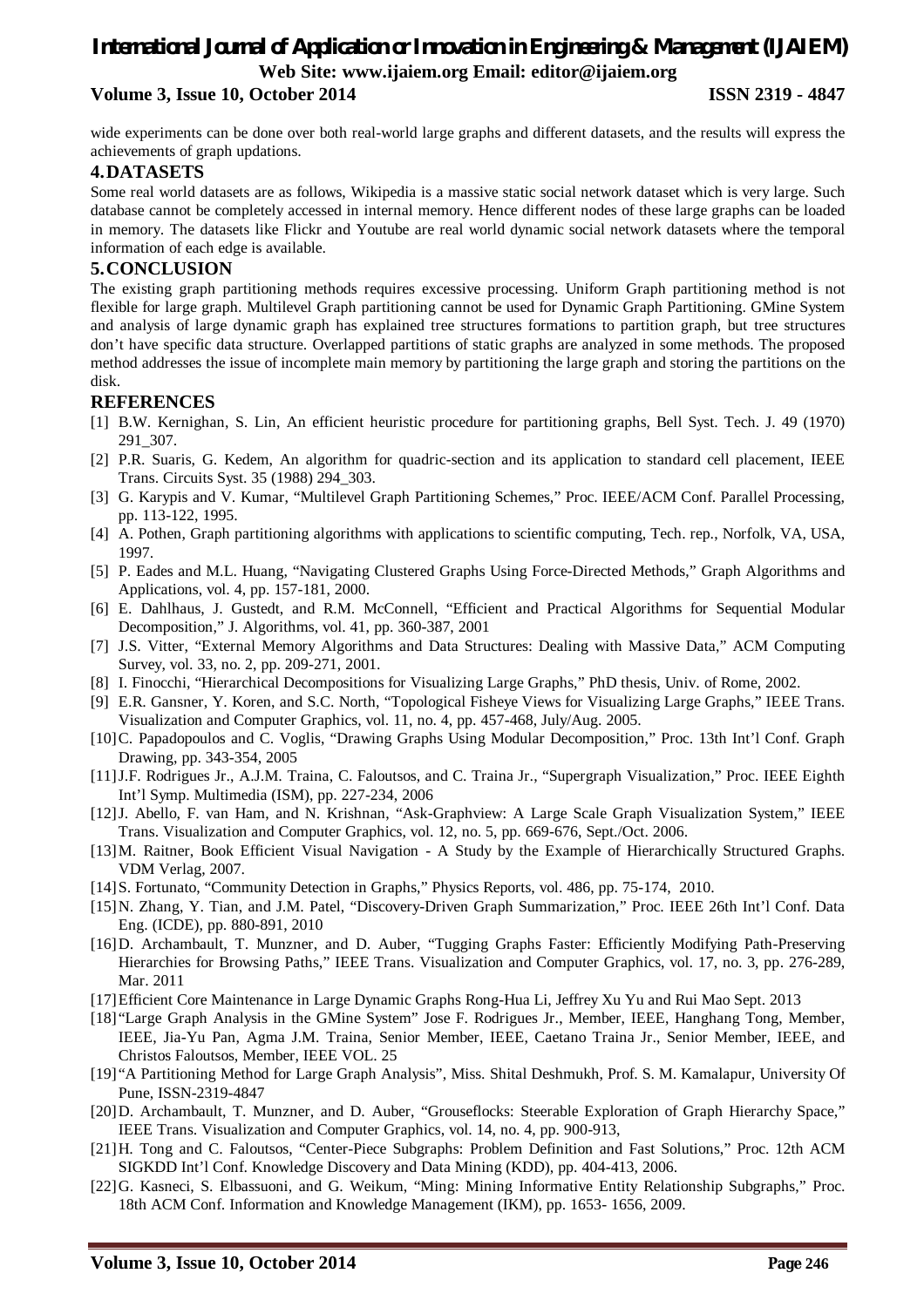wide experiments can be done over both real-world large graphs and different datasets, and the results will express the achievements of graph updations.

## 4. DATASETS

Some real world datasets are as follows, Wikipedia is a massive static social network dataset which is very large. Such database cannot be completely accessed in internal memory. Hence different nodes of these large graphs can be loaded in memory. The datasets like Flickr and Youtube are real world dynamic social network datasets where the temporal information of each edge is available.

## 5. CONCLUSION

The existing graph partitioning methods requires excessive processing. Uniform Graph partitioning method is not flexible for large graph. Multilevel Graph partitioning cannot be used for Dynamic Graph Partitioning. GMine System and analysis of large dynamic graph has explained tree structures formations to partition graph, but tree structures don't have specific data structure. Overlapped partitions of static graphs are analyzed in some methods. The proposed method addresses the issue of incomplete main memory by partitioning the large graph and storing the partitions on the disk.

## REFERENCES

[1] B.W. Kernighan, S. Lin, An efficient heuristic procedure for partitioning graphs, Bell Syst. Tech. J. 49 (1970) 291_307.

[2] P.R. Suaris, G. Kedem, An algorithm for quadric-section and its application to standard cell placement, IEEE Trans. Circuits Syst. 35 (1988) 294_303.

[3] G. Karypis and V. Kumar, "Multilevel Graph Partitioning Schemes," Proc. IEEE/ACM Conf. Parallel Processing, pp. 113-122, 1995.

[4] A. Pothen, Graph partitioning algorithms with applications to scientific computing, Tech. rep., Norfolk, VA, USA, 1997.

[5] P. Eades and M.L. Huang, "Navigating Clustered Graphs Using Force-Directed Methods," Graph Algorithms and Applications, vol. 4, pp. 157-181, 2000.

[6] E. Dahlhaus, J. Gustedt, and R.M. McConnell, "Efficient and Practical Algorithms for Sequential Modular Decomposition," J. Algorithms, vol. 41, pp. 360-387, 2001

[7] J.S. Vitter, "External Memory Algorithms and Data Structures: Dealing with Massive Data," ACM Computing Survey, vol. 33, no. 2, pp. 209-271, 2001.

[8] I. Finocchi, "Hierarchical Decompositions for Visualizing Large Graphs," PhD thesis, Univ. of Rome, 2002.

[9] E.R. Gansner, Y. Koren, and S.C. North, "Topological Fisheye Views for Visualizing Large Graphs," IEEE Trans. Visualization and Computer Graphics, vol. 11, no. 4, pp. 457-468, July/Aug. 2005.

[10] C. Papadopoulos and C. Voglis, "Drawing Graphs Using Modular Decomposition," Proc. 13th Int'l Conf. Graph Drawing, pp. 343-354, 2005

[11] J.F. Rodrigues Jr., A.J.M. Traina, C. Faloutsos, and C. Traina Jr., "Supergraph Visualization," Proc. IEEE Eighth Int'l Symp. Multimedia (ISM), pp. 227-234, 2006

[12] J. Abello, F. van Ham, and N. Krishnan, "Ask-Graphview: A Large Scale Graph Visualization System," IEEE Trans. Visualization and Computer Graphics, vol. 12, no. 5, pp. 669-676, Sept./Oct. 2006.

[13] M. Raitner, Book Efficient Visual Navigation - A Study by the Example of Hierarchically Structured Graphs. VDM Verlag, 2007.

[14] S. Fortunato, "Community Detection in Graphs," Physics Reports, vol. 486, pp. 75-174, 2010.

[15] N. Zhang, Y. Tian, and J.M. Patel, "Discovery-Driven Graph Summarization," Proc. IEEE 26th Int'l Conf. Data Eng. (ICDE), pp. 880-891, 2010

[16] D. Archambault, T. Munzner, and D. Auber, "Tugging Graphs Faster: Efficiently Modifying Path-Preserving Hierarchies for Browsing Paths," IEEE Trans. Visualization and Computer Graphics, vol. 17, no. 3, pp. 276-289, Mar. 2011

[17] Efficient Core Maintenance in Large Dynamic Graphs Rong-Hua Li, Jeffrey Xu Yu and Rui Mao Sept. 2013

[18] "Large Graph Analysis in the GMine System" Jose F. Rodrigues Jr., Member, IEEE, Hanghang Tong, Member, IEEE, Jia-Yu Pan, Agma J.M. Traina, Senior Member, IEEE, Caetano Traina Jr., Senior Member, IEEE, and Christos Faloutsos, Member, IEEE VOL. 25

[19] "A Partitioning Method for Large Graph Analysis", Miss. Shital Deshmukh, Prof. S. M. Kamalapur, University Of Pune, ISSN-2319-4847

[20] D. Archambault, T. Munzner, and D. Auber, "Grouseflocks: Steerable Exploration of Graph Hierarchy Space," IEEE Trans. Visualization and Computer Graphics, vol. 14, no. 4, pp. 900-913,

[21] H. Tong and C. Faloutsos, "Center-Piece Subgraphs: Problem Definition and Fast Solutions," Proc. 12th ACM SIGKDD Int'l Conf. Knowledge Discovery and Data Mining (KDD), pp. 404-413, 2006.

[22] G. Kasneci, S. Elbassuoni, and G. Weikum, "Ming: Mining Informative Entity Relationship Subgraphs," Proc. 18th ACM Conf. Information and Knowledge Management (IKM), pp. 1653- 1656, 2009.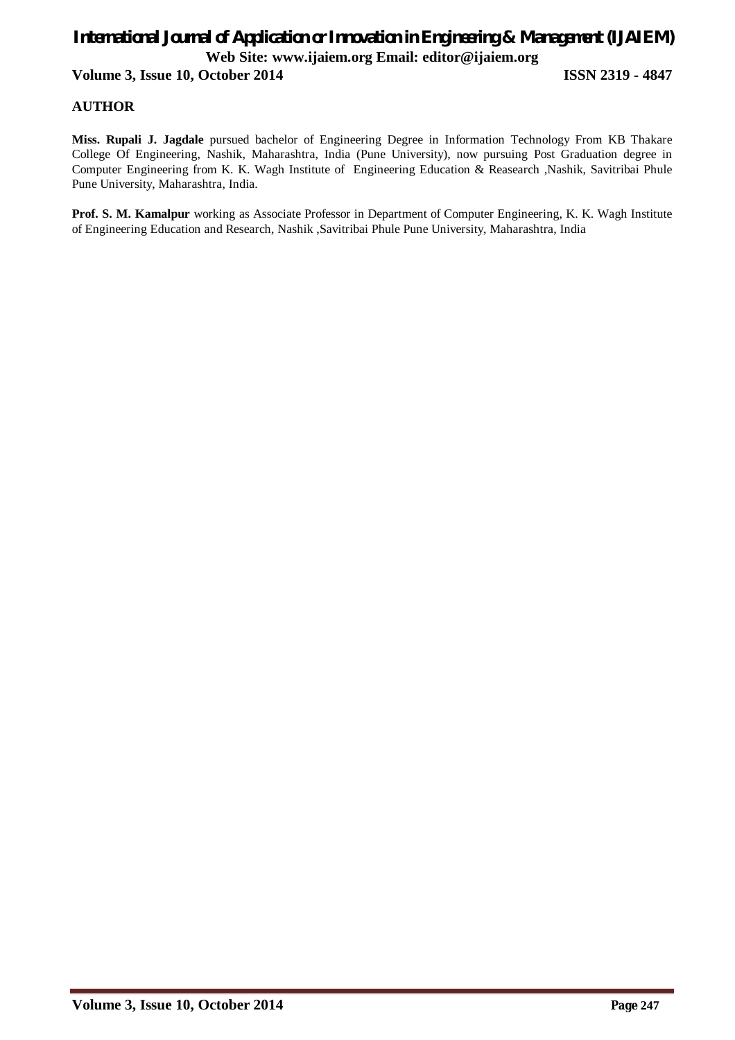## AUTHOR

**Miss. Rupali J. Jagdale** pursued bachelor of Engineering Degree in Information Technology From KB Thakare College Of Engineering, Nashik, Maharashtra, India (Pune University), now pursuing Post Graduation degree in Computer Engineering from K. K. Wagh Institute of Engineering Education & Reasearch ,Nashik, Savitribai Phule Pune University, Maharashtra, India.

**Prof. S. M. Kamalpur** working as Associate Professor in Department of Computer Engineering, K. K. Wagh Institute of Engineering Education and Research, Nashik ,Savitribai Phule Pune University, Maharashtra, India